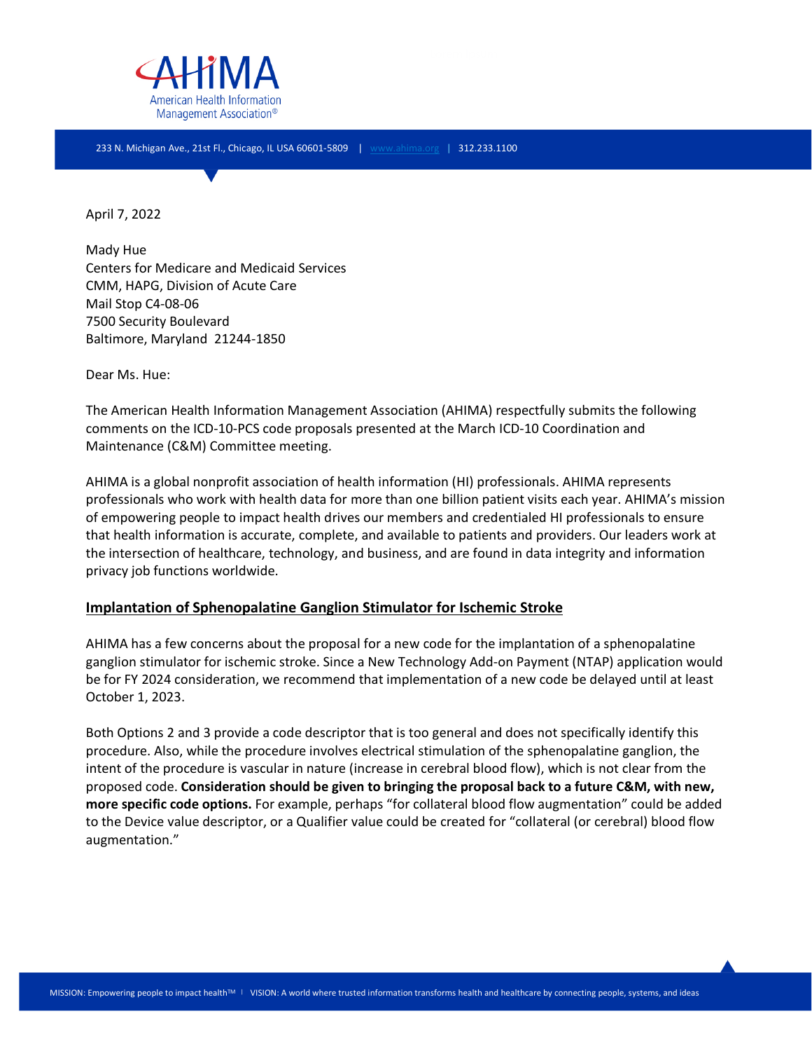233 N. Michigan Ave., 21st Fl., Chicago, IL USA 60601-5809 | www.ahima.org | 312.233.1100

April 7, 2022

Mady Hue  
Centers for Medicare and Medicaid Services  
CMM, HAPG, Division of Acute Care  
Mail Stop C4-08-06  
7500 Security Boulevard  
Baltimore, Maryland 21244-1850

Dear Ms. Hue:

The American Health Information Management Association (AHIMA) respectfully submits the following comments on the ICD-10-PCS code proposals presented at the March ICD-10 Coordination and Maintenance (C&M) Committee meeting.

AHIMA is a global nonprofit association of health information (HI) professionals. AHIMA represents professionals who work with health data for more than one billion patient visits each year. AHIMA's mission of empowering people to impact health drives our members and credentialed HI professionals to ensure that health information is accurate, complete, and available to patients and providers. Our leaders work at the intersection of healthcare, technology, and business, and are found in data integrity and information privacy job functions worldwide.

## Implantation of Sphenopalatine Ganglion Stimulator for Ischemic Stroke

AHIMA has a few concerns about the proposal for a new code for the implantation of a sphenopalatine ganglion stimulator for ischemic stroke. Since a New Technology Add-on Payment (NTAP) application would be for FY 2024 consideration, we recommend that implementation of a new code be delayed until at least October 1, 2023.

Both Options 2 and 3 provide a code descriptor that is too general and does not specifically identify this procedure. Also, while the procedure involves electrical stimulation of the sphenopalatine ganglion, the intent of the procedure is vascular in nature (increase in cerebral blood flow), which is not clear from the proposed code. **Consideration should be given to bringing the proposal back to a future C&M, with new, more specific code options.** For example, perhaps "for collateral blood flow augmentation" could be added to the Device value descriptor, or a Qualifier value could be created for "collateral (or cerebral) blood flow augmentation."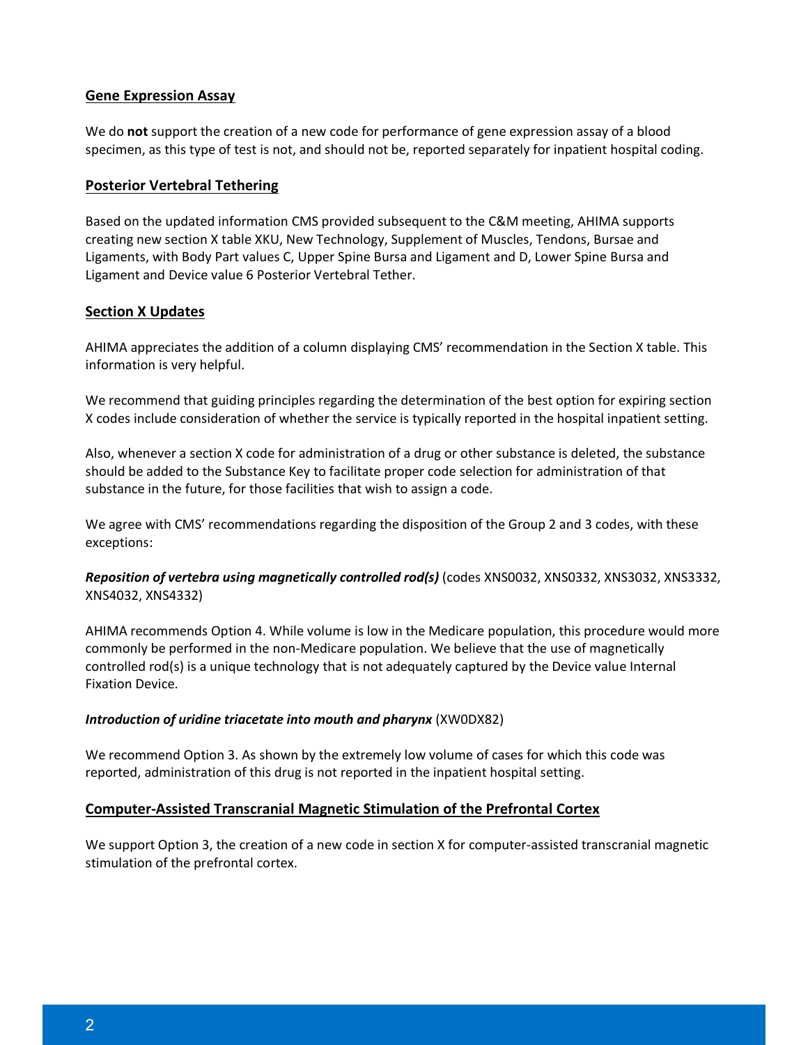## Gene Expression Assay

We do **not** support the creation of a new code for performance of gene expression assay of a blood specimen, as this type of test is not, and should not be, reported separately for inpatient hospital coding.

## Posterior Vertebral Tethering

Based on the updated information CMS provided subsequent to the C&M meeting, AHIMA supports creating new section X table XKU, New Technology, Supplement of Muscles, Tendons, Bursae and Ligaments, with Body Part values C, Upper Spine Bursa and Ligament and D, Lower Spine Bursa and Ligament and Device value 6 Posterior Vertebral Tether.

## Section X Updates

AHIMA appreciates the addition of a column displaying CMS' recommendation in the Section X table. This information is very helpful.

We recommend that guiding principles regarding the determination of the best option for expiring section X codes include consideration of whether the service is typically reported in the hospital inpatient setting.

Also, whenever a section X code for administration of a drug or other substance is deleted, the substance should be added to the Substance Key to facilitate proper code selection for administration of that substance in the future, for those facilities that wish to assign a code.

We agree with CMS' recommendations regarding the disposition of the Group 2 and 3 codes, with these exceptions:

***Reposition of vertebra using magnetically controlled rod(s)*** (codes XNS0032, XNS0332, XNS3032, XNS3332, XNS4032, XNS4332)

AHIMA recommends Option 4. While volume is low in the Medicare population, this procedure would more commonly be performed in the non-Medicare population. We believe that the use of magnetically controlled rod(s) is a unique technology that is not adequately captured by the Device value Internal Fixation Device.

***Introduction of uridine triacetate into mouth and pharynx*** (XW0DX82)

We recommend Option 3. As shown by the extremely low volume of cases for which this code was reported, administration of this drug is not reported in the inpatient hospital setting.

## Computer-Assisted Transcranial Magnetic Stimulation of the Prefrontal Cortex

We support Option 3, the creation of a new code in section X for computer-assisted transcranial magnetic stimulation of the prefrontal cortex.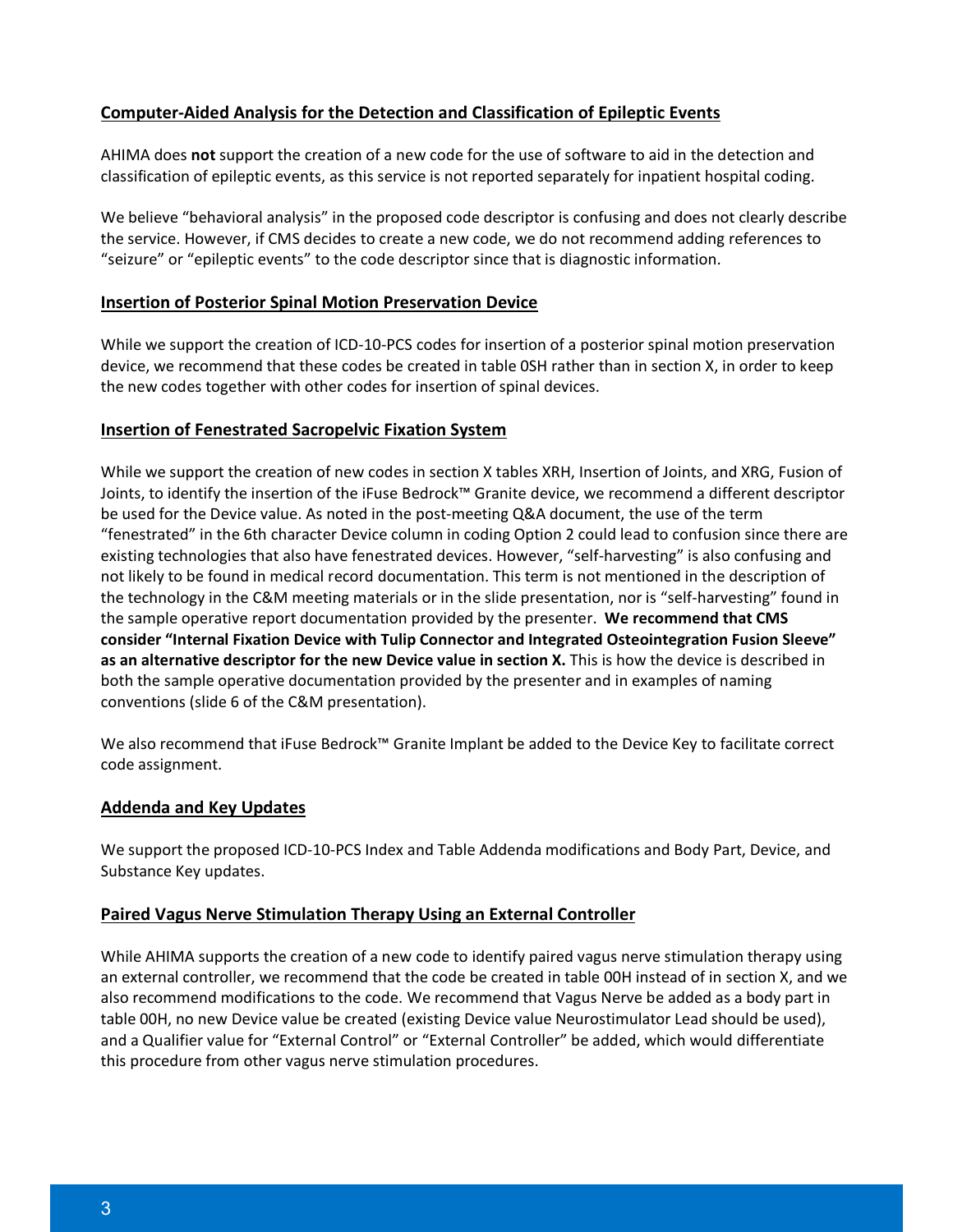## Computer-Aided Analysis for the Detection and Classification of Epileptic Events

AHIMA does **not** support the creation of a new code for the use of software to aid in the detection and classification of epileptic events, as this service is not reported separately for inpatient hospital coding.

We believe "behavioral analysis" in the proposed code descriptor is confusing and does not clearly describe the service. However, if CMS decides to create a new code, we do not recommend adding references to "seizure" or "epileptic events" to the code descriptor since that is diagnostic information.

## Insertion of Posterior Spinal Motion Preservation Device

While we support the creation of ICD-10-PCS codes for insertion of a posterior spinal motion preservation device, we recommend that these codes be created in table 0SH rather than in section X, in order to keep the new codes together with other codes for insertion of spinal devices.

## Insertion of Fenestrated Sacropelvic Fixation System

While we support the creation of new codes in section X tables XRH, Insertion of Joints, and XRG, Fusion of Joints, to identify the insertion of the iFuse Bedrock™ Granite device, we recommend a different descriptor be used for the Device value. As noted in the post-meeting Q&A document, the use of the term "fenestrated" in the 6th character Device column in coding Option 2 could lead to confusion since there are existing technologies that also have fenestrated devices. However, "self-harvesting" is also confusing and not likely to be found in medical record documentation. This term is not mentioned in the description of the technology in the C&M meeting materials or in the slide presentation, nor is "self-harvesting" found in the sample operative report documentation provided by the presenter. **We recommend that CMS consider "Internal Fixation Device with Tulip Connector and Integrated Osteointegration Fusion Sleeve" as an alternative descriptor for the new Device value in section X.** This is how the device is described in both the sample operative documentation provided by the presenter and in examples of naming conventions (slide 6 of the C&M presentation).

We also recommend that iFuse Bedrock™ Granite Implant be added to the Device Key to facilitate correct code assignment.

## Addenda and Key Updates

We support the proposed ICD-10-PCS Index and Table Addenda modifications and Body Part, Device, and Substance Key updates.

## Paired Vagus Nerve Stimulation Therapy Using an External Controller

While AHIMA supports the creation of a new code to identify paired vagus nerve stimulation therapy using an external controller, we recommend that the code be created in table 00H instead of in section X, and we also recommend modifications to the code. We recommend that Vagus Nerve be added as a body part in table 00H, no new Device value be created (existing Device value Neurostimulator Lead should be used), and a Qualifier value for "External Control" or "External Controller" be added, which would differentiate this procedure from other vagus nerve stimulation procedures.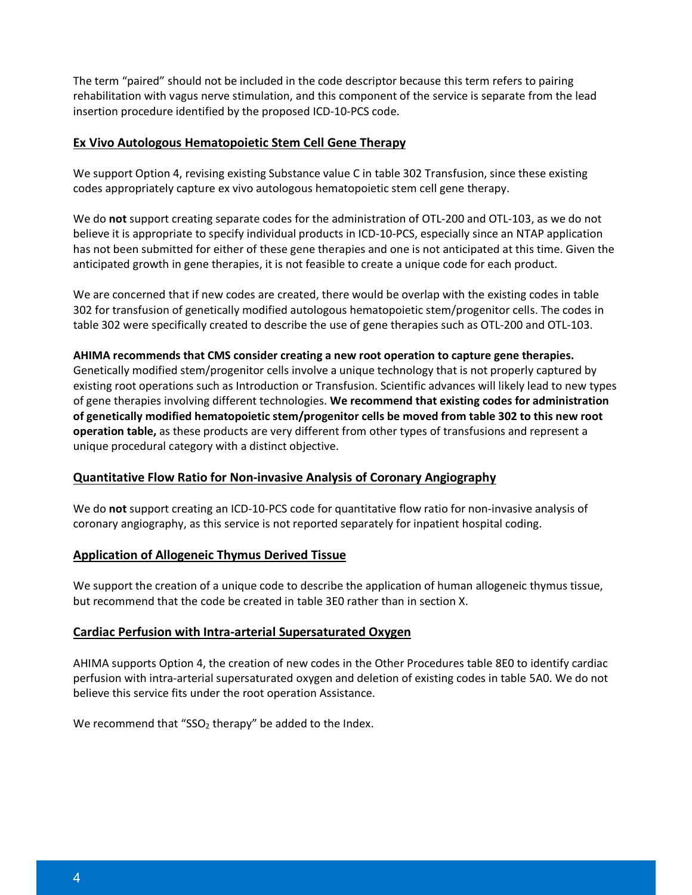The term “paired” should not be included in the code descriptor because this term refers to pairing rehabilitation with vagus nerve stimulation, and this component of the service is separate from the lead insertion procedure identified by the proposed ICD-10-PCS code.

## Ex Vivo Autologous Hematopoietic Stem Cell Gene Therapy

We support Option 4, revising existing Substance value C in table 302 Transfusion, since these existing codes appropriately capture ex vivo autologous hematopoietic stem cell gene therapy.

We do **not** support creating separate codes for the administration of OTL-200 and OTL-103, as we do not believe it is appropriate to specify individual products in ICD-10-PCS, especially since an NTAP application has not been submitted for either of these gene therapies and one is not anticipated at this time. Given the anticipated growth in gene therapies, it is not feasible to create a unique code for each product.

We are concerned that if new codes are created, there would be overlap with the existing codes in table 302 for transfusion of genetically modified autologous hematopoietic stem/progenitor cells. The codes in table 302 were specifically created to describe the use of gene therapies such as OTL-200 and OTL-103.

**AHIMA recommends that CMS consider creating a new root operation to capture gene therapies.** Genetically modified stem/progenitor cells involve a unique technology that is not properly captured by existing root operations such as Introduction or Transfusion. Scientific advances will likely lead to new types of gene therapies involving different technologies. **We recommend that existing codes for administration of genetically modified hematopoietic stem/progenitor cells be moved from table 302 to this new root operation table,** as these products are very different from other types of transfusions and represent a unique procedural category with a distinct objective.

## Quantitative Flow Ratio for Non-invasive Analysis of Coronary Angiography

We do **not** support creating an ICD-10-PCS code for quantitative flow ratio for non-invasive analysis of coronary angiography, as this service is not reported separately for inpatient hospital coding.

## Application of Allogeneic Thymus Derived Tissue

We support the creation of a unique code to describe the application of human allogeneic thymus tissue, but recommend that the code be created in table 3E0 rather than in section X.

## Cardiac Perfusion with Intra-arterial Supersaturated Oxygen

AHIMA supports Option 4, the creation of new codes in the Other Procedures table 8E0 to identify cardiac perfusion with intra-arterial supersaturated oxygen and deletion of existing codes in table 5A0. We do not believe this service fits under the root operation Assistance.

We recommend that “$SSO_2$ therapy” be added to the Index.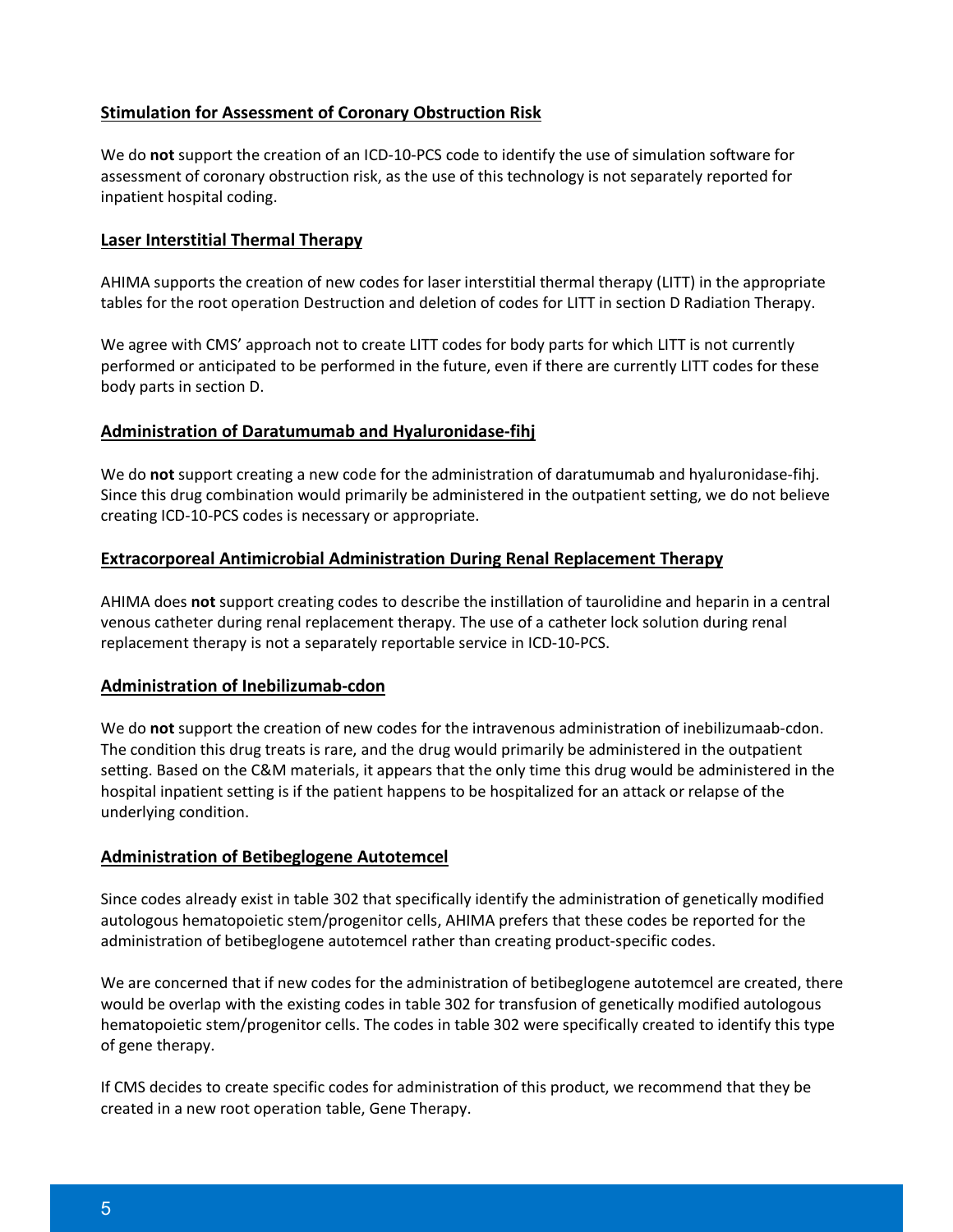**Stimulation for Assessment of Coronary Obstruction Risk**

We do **not** support the creation of an ICD-10-PCS code to identify the use of simulation software for assessment of coronary obstruction risk, as the use of this technology is not separately reported for inpatient hospital coding.

**Laser Interstitial Thermal Therapy**

AHIMA supports the creation of new codes for laser interstitial thermal therapy (LITT) in the appropriate tables for the root operation Destruction and deletion of codes for LITT in section D Radiation Therapy.

We agree with CMS' approach not to create LITT codes for body parts for which LITT is not currently performed or anticipated to be performed in the future, even if there are currently LITT codes for these body parts in section D.

**Administration of Daratumumab and Hyaluronidase-fihj**

We do **not** support creating a new code for the administration of daratumumab and hyaluronidase-fihj. Since this drug combination would primarily be administered in the outpatient setting, we do not believe creating ICD-10-PCS codes is necessary or appropriate.

**Extracorporeal Antimicrobial Administration During Renal Replacement Therapy**

AHIMA does **not** support creating codes to describe the instillation of taurolidine and heparin in a central venous catheter during renal replacement therapy. The use of a catheter lock solution during renal replacement therapy is not a separately reportable service in ICD-10-PCS.

**Administration of Inebilizumab-cdon**

We do **not** support the creation of new codes for the intravenous administration of inebilizumaab-cdon. The condition this drug treats is rare, and the drug would primarily be administered in the outpatient setting. Based on the C&M materials, it appears that the only time this drug would be administered in the hospital inpatient setting is if the patient happens to be hospitalized for an attack or relapse of the underlying condition.

**Administration of Betibeglogene Autotemcel**

Since codes already exist in table 302 that specifically identify the administration of genetically modified autologous hematopoietic stem/progenitor cells, AHIMA prefers that these codes be reported for the administration of betibeglogene autotemcel rather than creating product-specific codes.

We are concerned that if new codes for the administration of betibeglogene autotemcel are created, there would be overlap with the existing codes in table 302 for transfusion of genetically modified autologous hematopoietic stem/progenitor cells. The codes in table 302 were specifically created to identify this type of gene therapy.

If CMS decides to create specific codes for administration of this product, we recommend that they be created in a new root operation table, Gene Therapy.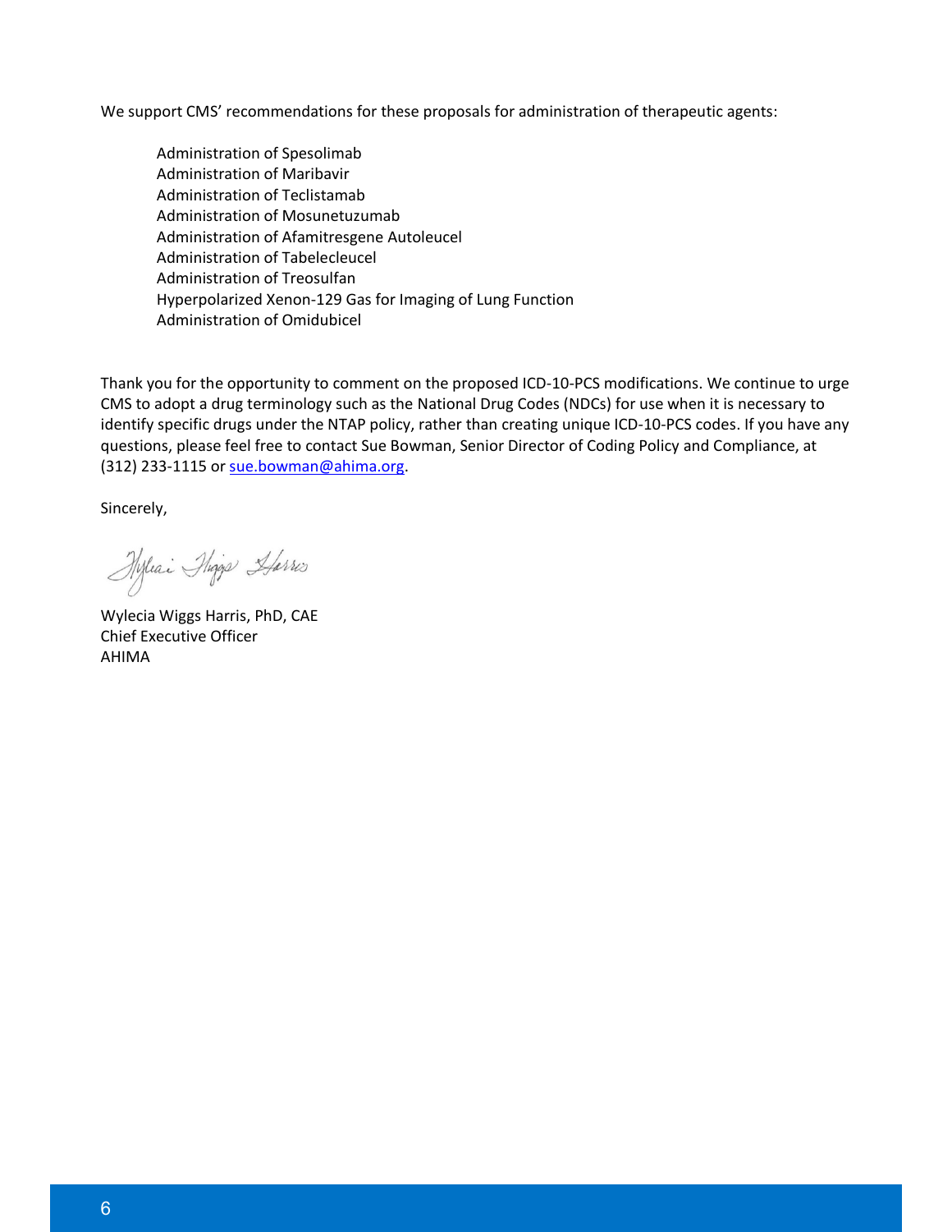We support CMS' recommendations for these proposals for administration of therapeutic agents:

Administration of Spesolimab
Administration of Maribavir
Administration of Teclistamab
Administration of Mosunetuzumab
Administration of Afamitresgene Autoleucel
Administration of Tabelecleucel
Administration of Treosulfan
Hyperpolarized Xenon-129 Gas for Imaging of Lung Function
Administration of Omidubicel

Thank you for the opportunity to comment on the proposed ICD-10-PCS modifications. We continue to urge CMS to adopt a drug terminology such as the National Drug Codes (NDCs) for use when it is necessary to identify specific drugs under the NTAP policy, rather than creating unique ICD-10-PCS codes. If you have any questions, please feel free to contact Sue Bowman, Senior Director of Coding Policy and Compliance, at (312) 233-1115 or sue.bowman@ahima.org.

Sincerely,

Wylecia Wiggs Harris, PhD, CAE
Chief Executive Officer
AHIMA